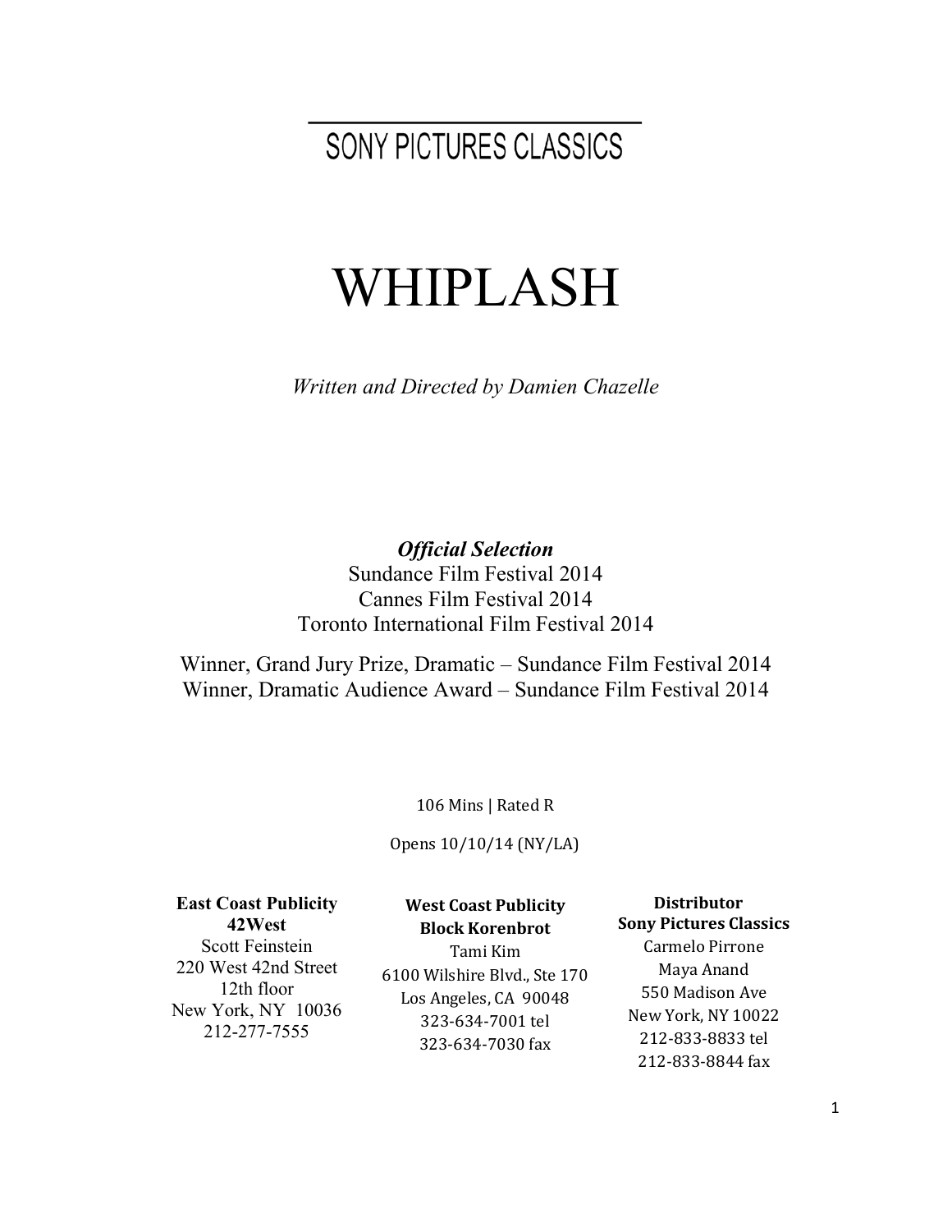SONY PICTURES CLASSICS

# WHIPLASH

*Written and Directed by Damien Chazelle*

***Official Selection***
Sundance Film Festival 2014
Cannes Film Festival 2014
Toronto International Film Festival 2014

Winner, Grand Jury Prize, Dramatic – Sundance Film Festival 2014
Winner, Dramatic Audience Award – Sundance Film Festival 2014

106 Mins | Rated R

Opens 10/10/14 (NY/LA)

**East Coast Publicity**
**42West**
Scott Feinstein
220 West 42nd Street
12th floor
New York, NY 10036
212-277-7555

**West Coast Publicity**
**Block Korenbrot**
Tami Kim
6100 Wilshire Blvd., Ste 170
Los Angeles, CA 90048
323-634-7001 tel
323-634-7030 fax

**Distributor**
**Sony Pictures Classics**
Carmelo Pirrone
Maya Anand
550 Madison Ave
New York, NY 10022
212-833-8833 tel
212-833-8844 fax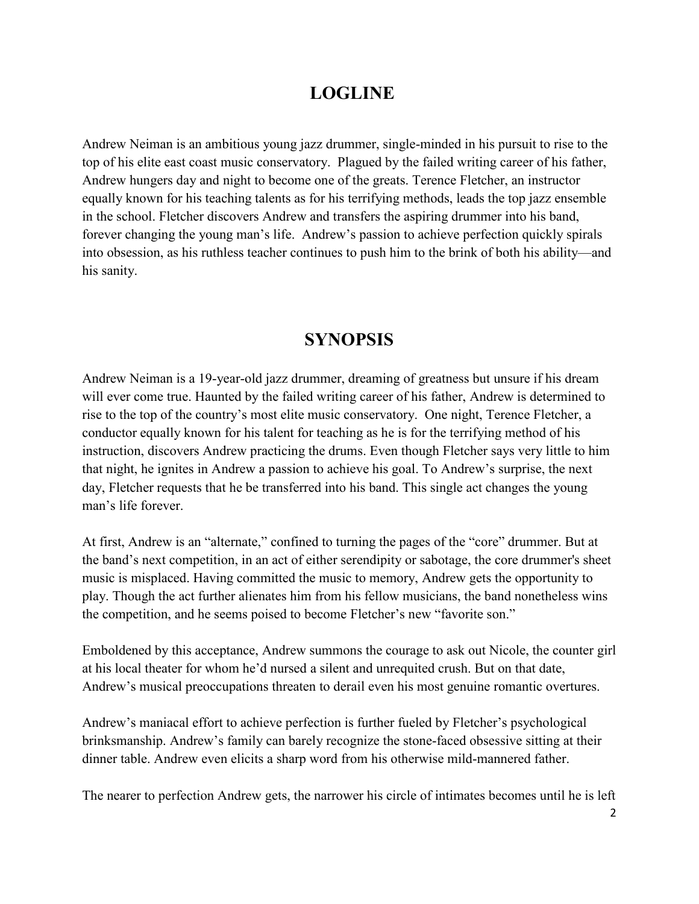## LOGLINE

Andrew Neiman is an ambitious young jazz drummer, single-minded in his pursuit to rise to the top of his elite east coast music conservatory. Plagued by the failed writing career of his father, Andrew hungers day and night to become one of the greats. Terence Fletcher, an instructor equally known for his teaching talents as for his terrifying methods, leads the top jazz ensemble in the school. Fletcher discovers Andrew and transfers the aspiring drummer into his band, forever changing the young man's life. Andrew's passion to achieve perfection quickly spirals into obsession, as his ruthless teacher continues to push him to the brink of both his ability—and his sanity.

## SYNOPSIS

Andrew Neiman is a 19-year-old jazz drummer, dreaming of greatness but unsure if his dream will ever come true. Haunted by the failed writing career of his father, Andrew is determined to rise to the top of the country's most elite music conservatory. One night, Terence Fletcher, a conductor equally known for his talent for teaching as he is for the terrifying method of his instruction, discovers Andrew practicing the drums. Even though Fletcher says very little to him that night, he ignites in Andrew a passion to achieve his goal. To Andrew's surprise, the next day, Fletcher requests that he be transferred into his band. This single act changes the young man's life forever.

At first, Andrew is an "alternate," confined to turning the pages of the "core" drummer. But at the band's next competition, in an act of either serendipity or sabotage, the core drummer's sheet music is misplaced. Having committed the music to memory, Andrew gets the opportunity to play. Though the act further alienates him from his fellow musicians, the band nonetheless wins the competition, and he seems poised to become Fletcher's new "favorite son."

Emboldened by this acceptance, Andrew summons the courage to ask out Nicole, the counter girl at his local theater for whom he'd nursed a silent and unrequited crush. But on that date, Andrew's musical preoccupations threaten to derail even his most genuine romantic overtures.

Andrew's maniacal effort to achieve perfection is further fueled by Fletcher's psychological brinksmanship. Andrew's family can barely recognize the stone-faced obsessive sitting at their dinner table. Andrew even elicits a sharp word from his otherwise mild-mannered father.

The nearer to perfection Andrew gets, the narrower his circle of intimates becomes until he is left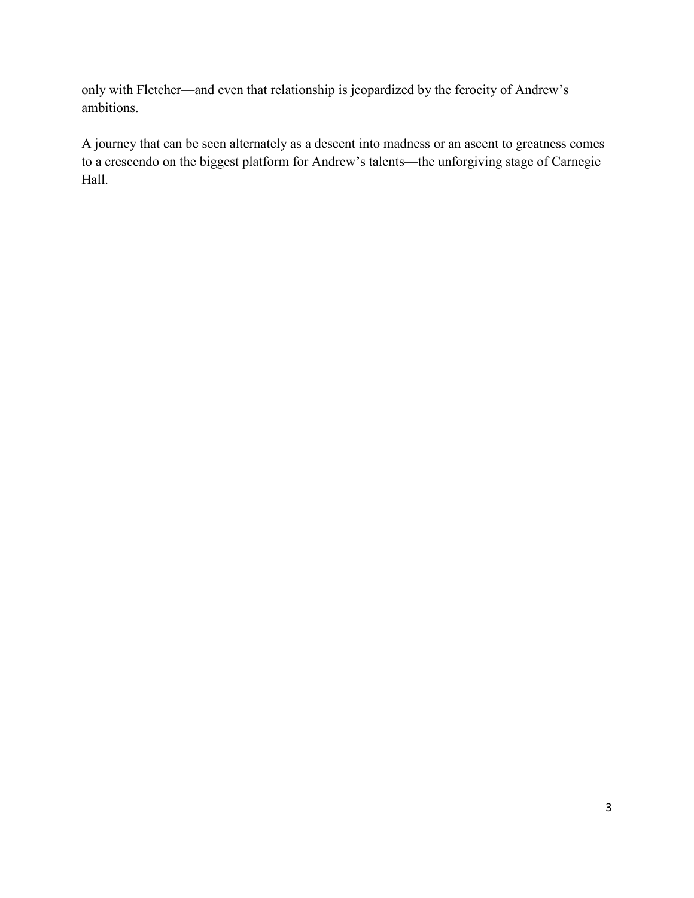only with Fletcher—and even that relationship is jeopardized by the ferocity of Andrew's ambitions.

A journey that can be seen alternately as a descent into madness or an ascent to greatness comes to a crescendo on the biggest platform for Andrew's talents—the unforgiving stage of Carnegie Hall.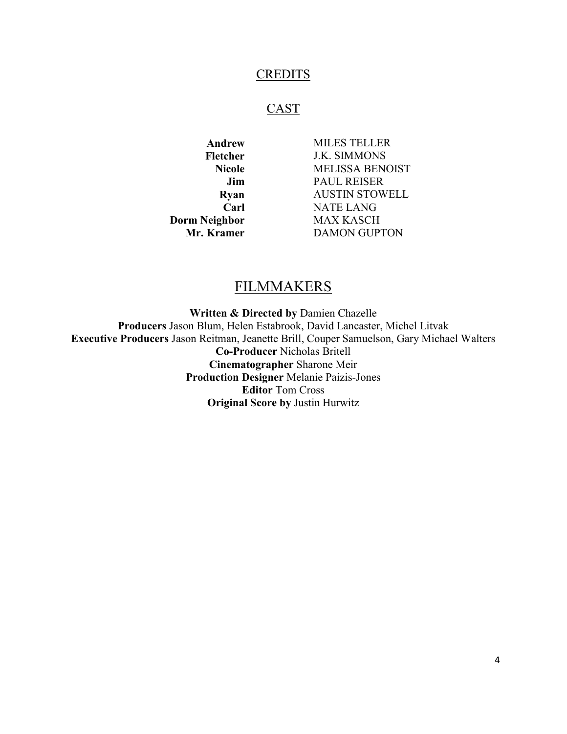# CREDITS

## CAST

| | |
|---|---|
| **Andrew** | MILES TELLER |
| **Fletcher** | J.K. SIMMONS |
| **Nicole** | MELISSA BENOIST |
| **Jim** | PAUL REISER |
| **Ryan** | AUSTIN STOWELL |
| **Carl** | NATE LANG |
| **Dorm Neighbor** | MAX KASCH |
| **Mr. Kramer** | DAMON GUPTON |

## FILMMAKERS

**Written & Directed by** Damien Chazelle
**Producers** Jason Blum, Helen Estabrook, David Lancaster, Michel Litvak
**Executive Producers** Jason Reitman, Jeanette Brill, Couper Samuelson, Gary Michael Walters
**Co-Producer** Nicholas Britell
**Cinematographer** Sharone Meir
**Production Designer** Melanie Paizis-Jones
**Editor** Tom Cross
**Original Score by** Justin Hurwitz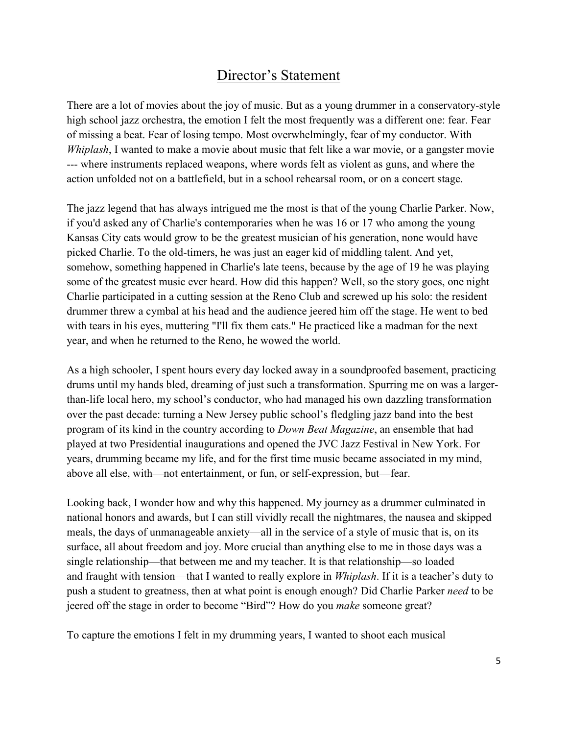# Director's Statement

There are a lot of movies about the joy of music. But as a young drummer in a conservatory-style high school jazz orchestra, the emotion I felt the most frequently was a different one: fear. Fear of missing a beat. Fear of losing tempo. Most overwhelmingly, fear of my conductor. With *Whiplash*, I wanted to make a movie about music that felt like a war movie, or a gangster movie --- where instruments replaced weapons, where words felt as violent as guns, and where the action unfolded not on a battlefield, but in a school rehearsal room, or on a concert stage.

The jazz legend that has always intrigued me the most is that of the young Charlie Parker. Now, if you'd asked any of Charlie's contemporaries when he was 16 or 17 who among the young Kansas City cats would grow to be the greatest musician of his generation, none would have picked Charlie. To the old-timers, he was just an eager kid of middling talent. And yet, somehow, something happened in Charlie's late teens, because by the age of 19 he was playing some of the greatest music ever heard. How did this happen? Well, so the story goes, one night Charlie participated in a cutting session at the Reno Club and screwed up his solo: the resident drummer threw a cymbal at his head and the audience jeered him off the stage. He went to bed with tears in his eyes, muttering "I'll fix them cats." He practiced like a madman for the next year, and when he returned to the Reno, he wowed the world.

As a high schooler, I spent hours every day locked away in a soundproofed basement, practicing drums until my hands bled, dreaming of just such a transformation. Spurring me on was a larger-than-life local hero, my school's conductor, who had managed his own dazzling transformation over the past decade: turning a New Jersey public school's fledgling jazz band into the best program of its kind in the country according to *Down Beat Magazine*, an ensemble that had played at two Presidential inaugurations and opened the JVC Jazz Festival in New York. For years, drumming became my life, and for the first time music became associated in my mind, above all else, with—not entertainment, or fun, or self-expression, but—fear.

Looking back, I wonder how and why this happened. My journey as a drummer culminated in national honors and awards, but I can still vividly recall the nightmares, the nausea and skipped meals, the days of unmanageable anxiety—all in the service of a style of music that is, on its surface, all about freedom and joy. More crucial than anything else to me in those days was a single relationship—that between me and my teacher. It is that relationship—so loaded and fraught with tension—that I wanted to really explore in *Whiplash*. If it is a teacher's duty to push a student to greatness, then at what point is enough enough? Did Charlie Parker *need* to be jeered off the stage in order to become "Bird"? How do you *make* someone great?

To capture the emotions I felt in my drumming years, I wanted to shoot each musical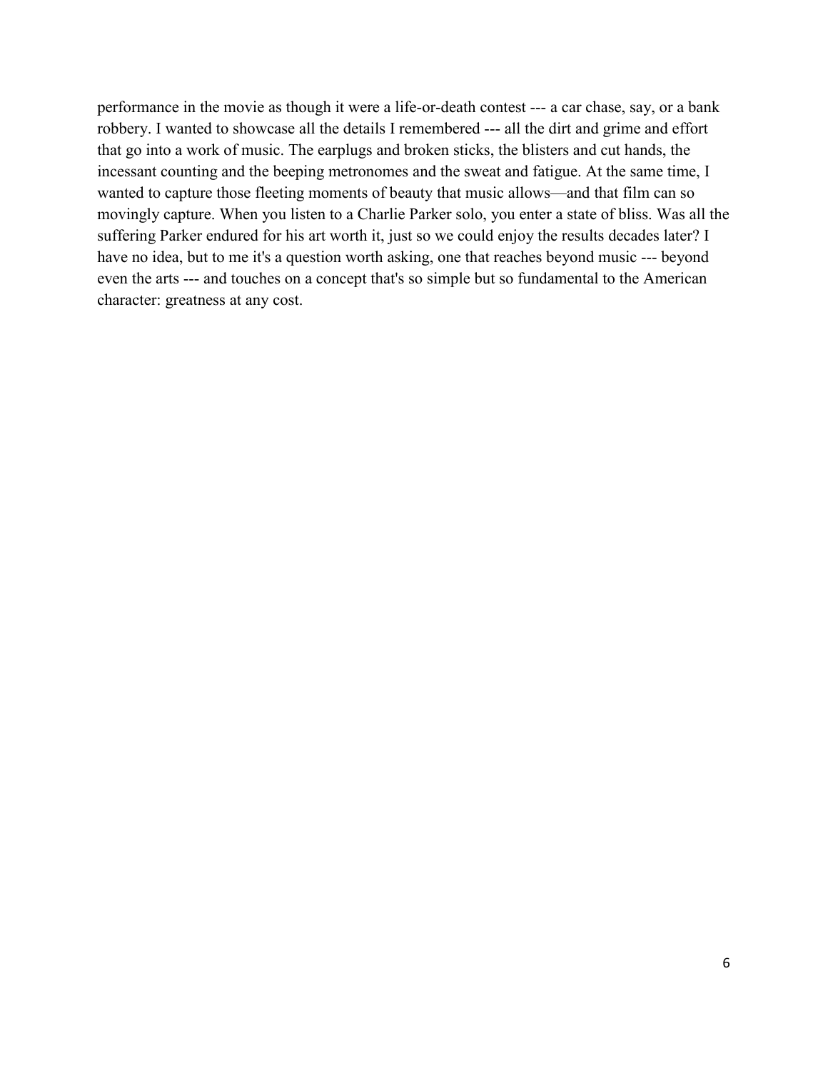performance in the movie as though it were a life-or-death contest --- a car chase, say, or a bank robbery. I wanted to showcase all the details I remembered --- all the dirt and grime and effort that go into a work of music. The earplugs and broken sticks, the blisters and cut hands, the incessant counting and the beeping metronomes and the sweat and fatigue. At the same time, I wanted to capture those fleeting moments of beauty that music allows—and that film can so movingly capture. When you listen to a Charlie Parker solo, you enter a state of bliss. Was all the suffering Parker endured for his art worth it, just so we could enjoy the results decades later? I have no idea, but to me it's a question worth asking, one that reaches beyond music --- beyond even the arts --- and touches on a concept that's so simple but so fundamental to the American character: greatness at any cost.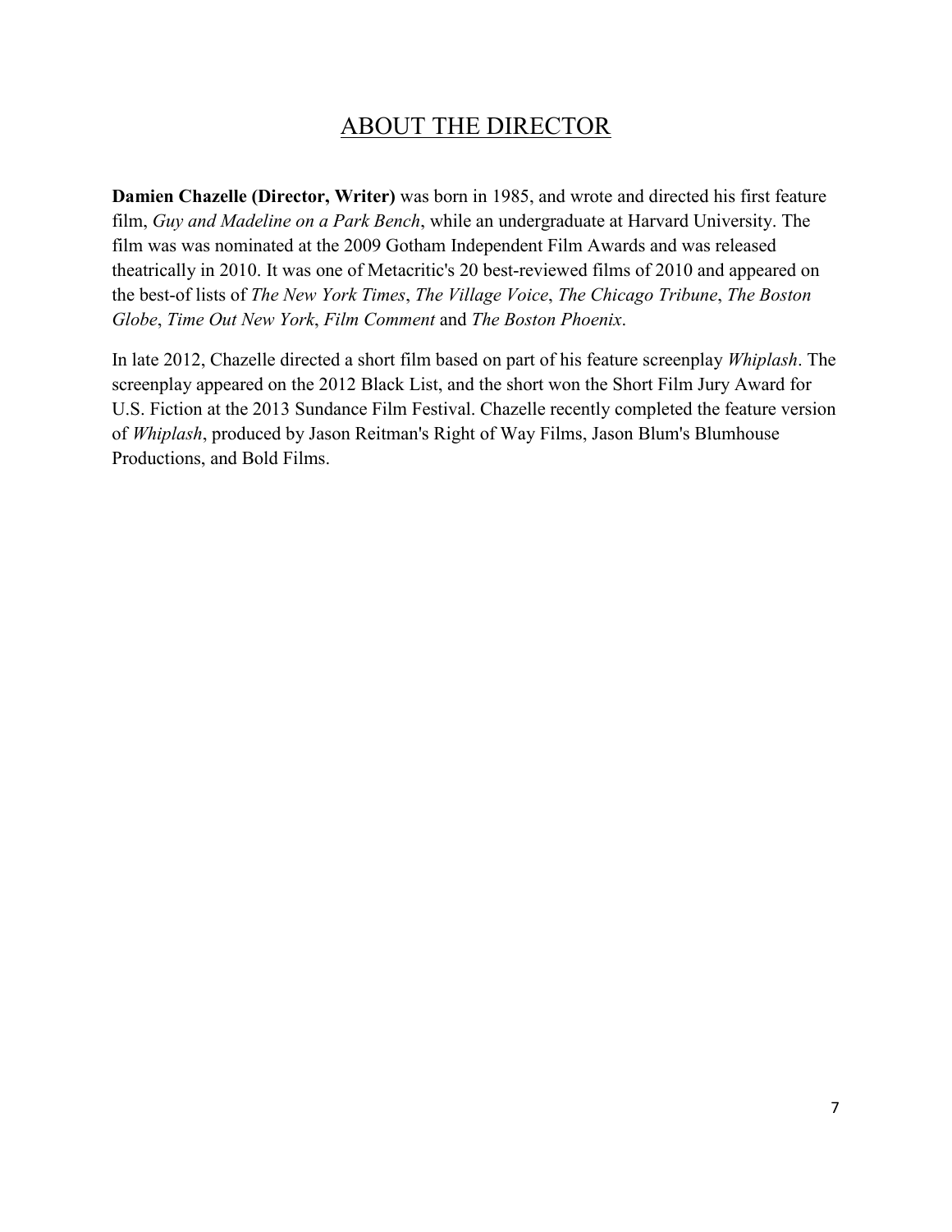# ABOUT THE DIRECTOR

**Damien Chazelle (Director, Writer)** was born in 1985, and wrote and directed his first feature film, *Guy and Madeline on a Park Bench*, while an undergraduate at Harvard University. The film was was nominated at the 2009 Gotham Independent Film Awards and was released theatrically in 2010. It was one of Metacritic's 20 best-reviewed films of 2010 and appeared on the best-of lists of *The New York Times*, *The Village Voice*, *The Chicago Tribune*, *The Boston Globe*, *Time Out New York*, *Film Comment* and *The Boston Phoenix*.

In late 2012, Chazelle directed a short film based on part of his feature screenplay *Whiplash*. The screenplay appeared on the 2012 Black List, and the short won the Short Film Jury Award for U.S. Fiction at the 2013 Sundance Film Festival. Chazelle recently completed the feature version of *Whiplash*, produced by Jason Reitman's Right of Way Films, Jason Blum's Blumhouse Productions, and Bold Films.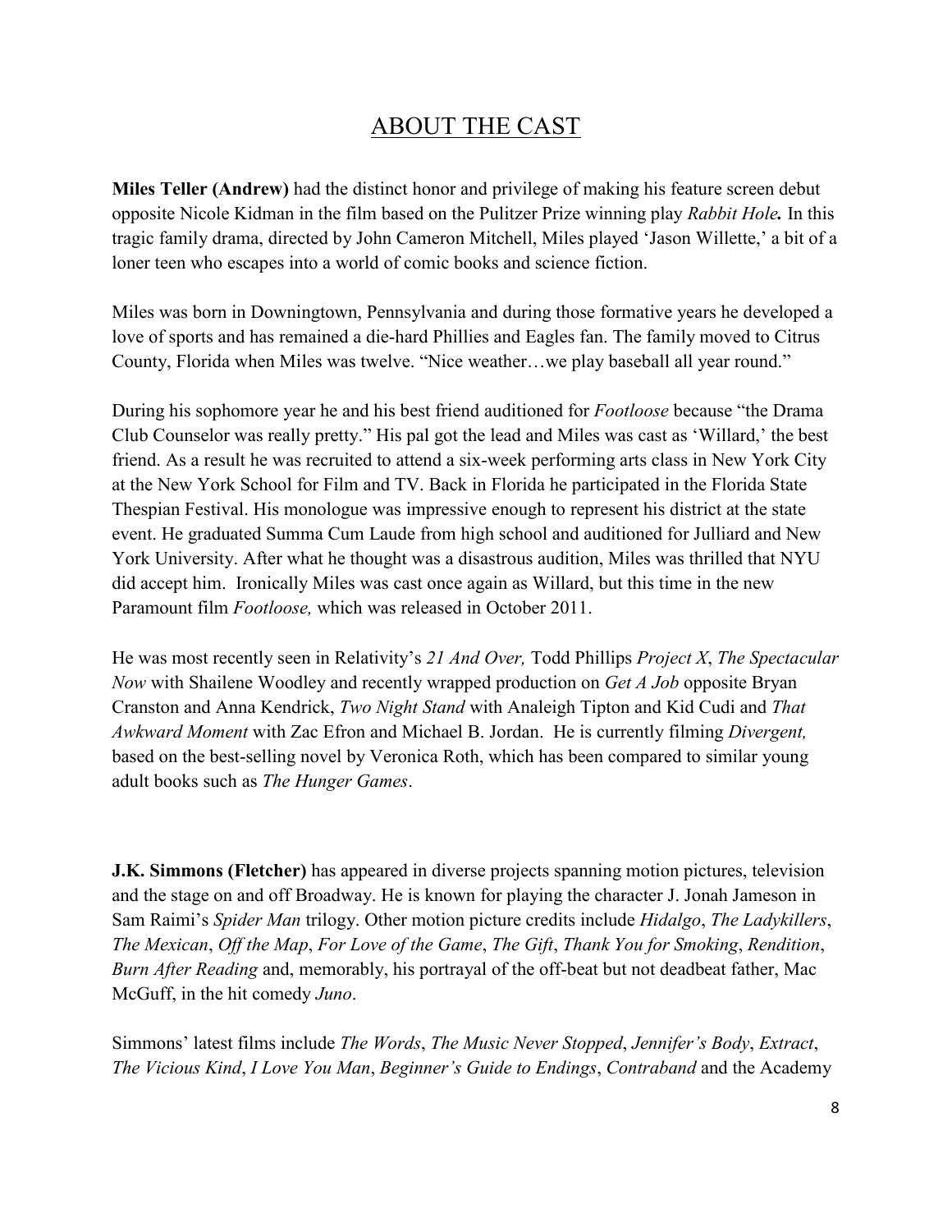# ABOUT THE CAST

**Miles Teller (Andrew)** had the distinct honor and privilege of making his feature screen debut opposite Nicole Kidman in the film based on the Pulitzer Prize winning play ***Rabbit Hole*.** In this tragic family drama, directed by John Cameron Mitchell, Miles played 'Jason Willette,' a bit of a loner teen who escapes into a world of comic books and science fiction.

Miles was born in Downingtown, Pennsylvania and during those formative years he developed a love of sports and has remained a die-hard Phillies and Eagles fan. The family moved to Citrus County, Florida when Miles was twelve. "Nice weather…we play baseball all year round."

During his sophomore year he and his best friend auditioned for *Footloose* because "the Drama Club Counselor was really pretty." His pal got the lead and Miles was cast as 'Willard,' the best friend. As a result he was recruited to attend a six-week performing arts class in New York City at the New York School for Film and TV. Back in Florida he participated in the Florida State Thespian Festival. His monologue was impressive enough to represent his district at the state event. He graduated Summa Cum Laude from high school and auditioned for Julliard and New York University. After what he thought was a disastrous audition, Miles was thrilled that NYU did accept him. Ironically Miles was cast once again as Willard, but this time in the new Paramount film *Footloose,* which was released in October 2011.

He was most recently seen in Relativity's *21 And Over,* Todd Phillips *Project X*, *The Spectacular Now* with Shailene Woodley and recently wrapped production on *Get A Job* opposite Bryan Cranston and Anna Kendrick, *Two Night Stand* with Analeigh Tipton and Kid Cudi and *That Awkward Moment* with Zac Efron and Michael B. Jordan. He is currently filming *Divergent,* based on the best-selling novel by Veronica Roth, which has been compared to similar young adult books such as *The Hunger Games*.

**J.K. Simmons (Fletcher)** has appeared in diverse projects spanning motion pictures, television and the stage on and off Broadway. He is known for playing the character J. Jonah Jameson in Sam Raimi's *Spider Man* trilogy. Other motion picture credits include *Hidalgo*, *The Ladykillers*, *The Mexican*, *Off the Map*, *For Love of the Game*, *The Gift*, *Thank You for Smoking*, *Rendition*, *Burn After Reading* and, memorably, his portrayal of the off-beat but not deadbeat father, Mac McGuff, in the hit comedy *Juno*.

Simmons' latest films include *The Words*, *The Music Never Stopped*, *Jennifer's Body*, *Extract*, *The Vicious Kind*, *I Love You Man*, *Beginner's Guide to Endings*, *Contraband* and the Academy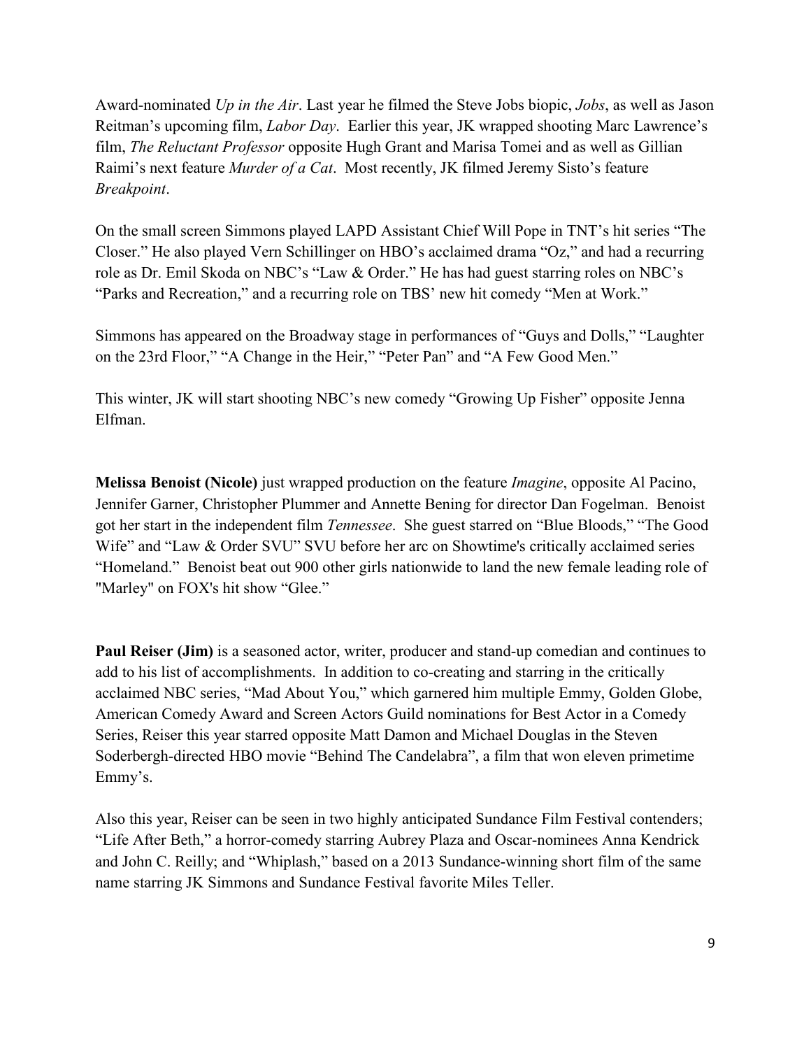Award-nominated *Up in the Air*. Last year he filmed the Steve Jobs biopic, *Jobs*, as well as Jason Reitman's upcoming film, *Labor Day*. Earlier this year, JK wrapped shooting Marc Lawrence's film, *The Reluctant Professor* opposite Hugh Grant and Marisa Tomei and as well as Gillian Raimi's next feature *Murder of a Cat*. Most recently, JK filmed Jeremy Sisto's feature *Breakpoint*.

On the small screen Simmons played LAPD Assistant Chief Will Pope in TNT's hit series "The Closer." He also played Vern Schillinger on HBO's acclaimed drama "Oz," and had a recurring role as Dr. Emil Skoda on NBC's "Law & Order." He has had guest starring roles on NBC's "Parks and Recreation," and a recurring role on TBS' new hit comedy "Men at Work."

Simmons has appeared on the Broadway stage in performances of "Guys and Dolls," "Laughter on the 23rd Floor," "A Change in the Heir," "Peter Pan" and "A Few Good Men."

This winter, JK will start shooting NBC's new comedy "Growing Up Fisher" opposite Jenna Elfman.

**Melissa Benoist (Nicole)** just wrapped production on the feature *Imagine*, opposite Al Pacino, Jennifer Garner, Christopher Plummer and Annette Bening for director Dan Fogelman. Benoist got her start in the independent film *Tennessee*. She guest starred on "Blue Bloods," "The Good Wife" and "Law & Order SVU" SVU" before her arc on Showtime's critically acclaimed series "Homeland." Benoist beat out 900 other girls nationwide to land the new female leading role of "Marley" on FOX's hit show "Glee."

**Paul Reiser (Jim)** is a seasoned actor, writer, producer and stand-up comedian and continues to add to his list of accomplishments. In addition to co-creating and starring in the critically acclaimed NBC series, "Mad About You," which garnered him multiple Emmy, Golden Globe, American Comedy Award and Screen Actors Guild nominations for Best Actor in a Comedy Series, Reiser this year starred opposite Matt Damon and Michael Douglas in the Steven Soderbergh-directed HBO movie "Behind The Candelabra", a film that won eleven primetime Emmy's.

Also this year, Reiser can be seen in two highly anticipated Sundance Film Festival contenders; "Life After Beth," a horror-comedy starring Aubrey Plaza and Oscar-nominees Anna Kendrick and John C. Reilly; and "Whiplash," based on a 2013 Sundance-winning short film of the same name starring JK Simmons and Sundance Festival favorite Miles Teller.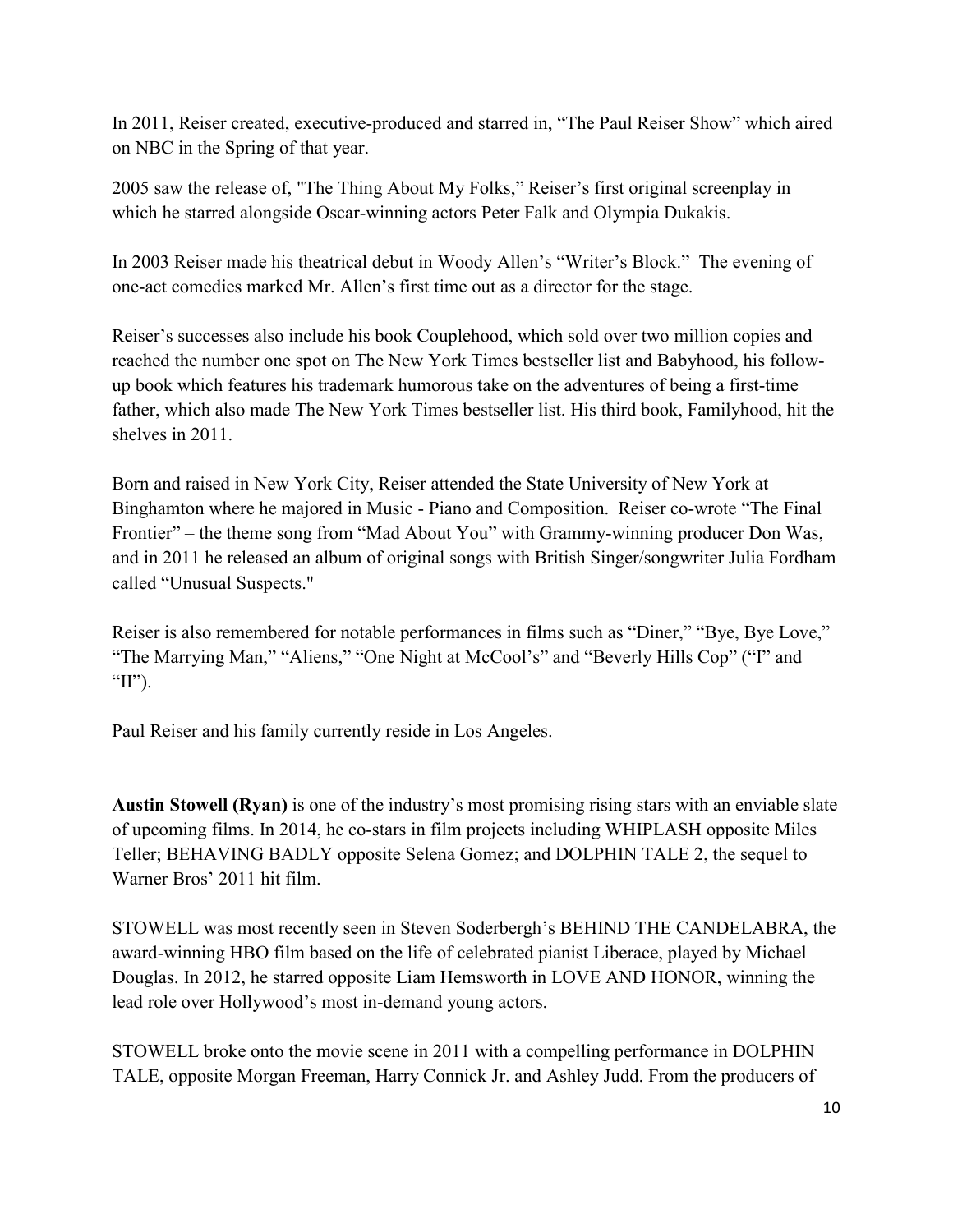In 2011, Reiser created, executive-produced and starred in, "The Paul Reiser Show" which aired on NBC in the Spring of that year.

2005 saw the release of, "The Thing About My Folks," Reiser's first original screenplay in which he starred alongside Oscar-winning actors Peter Falk and Olympia Dukakis.

In 2003 Reiser made his theatrical debut in Woody Allen's "Writer's Block." The evening of one-act comedies marked Mr. Allen's first time out as a director for the stage.

Reiser's successes also include his book Couplehood, which sold over two million copies and reached the number one spot on The New York Times bestseller list and Babyhood, his follow-up book which features his trademark humorous take on the adventures of being a first-time father, which also made The New York Times bestseller list. His third book, Familyhood, hit the shelves in 2011.

Born and raised in New York City, Reiser attended the State University of New York at Binghamton where he majored in Music - Piano and Composition. Reiser co-wrote "The Final Frontier" – the theme song from "Mad About You" with Grammy-winning producer Don Was, and in 2011 he released an album of original songs with British Singer/songwriter Julia Fordham called "Unusual Suspects."

Reiser is also remembered for notable performances in films such as "Diner," "Bye, Bye Love," "The Marrying Man," "Aliens," "One Night at McCool's" and "Beverly Hills Cop" ("I" and "II").

Paul Reiser and his family currently reside in Los Angeles.

**Austin Stowell (Ryan)** is one of the industry's most promising rising stars with an enviable slate of upcoming films. In 2014, he co-stars in film projects including WHIPLASH opposite Miles Teller; BEHAVING BADLY opposite Selena Gomez; and DOLPHIN TALE 2, the sequel to Warner Bros' 2011 hit film.

STOWELL was most recently seen in Steven Soderbergh's BEHIND THE CANDELABRA, the award-winning HBO film based on the life of celebrated pianist Liberace, played by Michael Douglas. In 2012, he starred opposite Liam Hemsworth in LOVE AND HONOR, winning the lead role over Hollywood's most in-demand young actors.

STOWELL broke onto the movie scene in 2011 with a compelling performance in DOLPHIN TALE, opposite Morgan Freeman, Harry Connick Jr. and Ashley Judd. From the producers of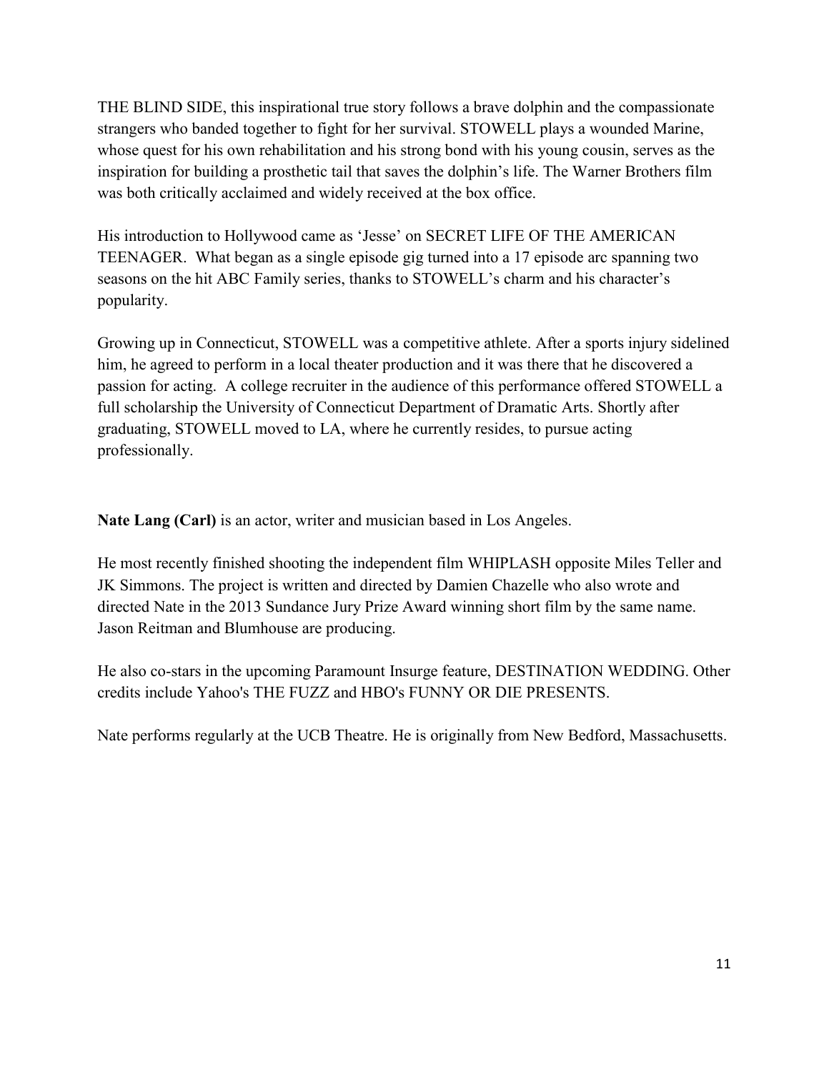THE BLIND SIDE, this inspirational true story follows a brave dolphin and the compassionate strangers who banded together to fight for her survival. STOWELL plays a wounded Marine, whose quest for his own rehabilitation and his strong bond with his young cousin, serves as the inspiration for building a prosthetic tail that saves the dolphin's life. The Warner Brothers film was both critically acclaimed and widely received at the box office.

His introduction to Hollywood came as 'Jesse' on SECRET LIFE OF THE AMERICAN TEENAGER. What began as a single episode gig turned into a 17 episode arc spanning two seasons on the hit ABC Family series, thanks to STOWELL's charm and his character's popularity.

Growing up in Connecticut, STOWELL was a competitive athlete. After a sports injury sidelined him, he agreed to perform in a local theater production and it was there that he discovered a passion for acting. A college recruiter in the audience of this performance offered STOWELL a full scholarship the University of Connecticut Department of Dramatic Arts. Shortly after graduating, STOWELL moved to LA, where he currently resides, to pursue acting professionally.

**Nate Lang (Carl)** is an actor, writer and musician based in Los Angeles.

He most recently finished shooting the independent film WHIPLASH opposite Miles Teller and JK Simmons. The project is written and directed by Damien Chazelle who also wrote and directed Nate in the 2013 Sundance Jury Prize Award winning short film by the same name. Jason Reitman and Blumhouse are producing.

He also co-stars in the upcoming Paramount Insurge feature, DESTINATION WEDDING. Other credits include Yahoo's THE FUZZ and HBO's FUNNY OR DIE PRESENTS.

Nate performs regularly at the UCB Theatre. He is originally from New Bedford, Massachusetts.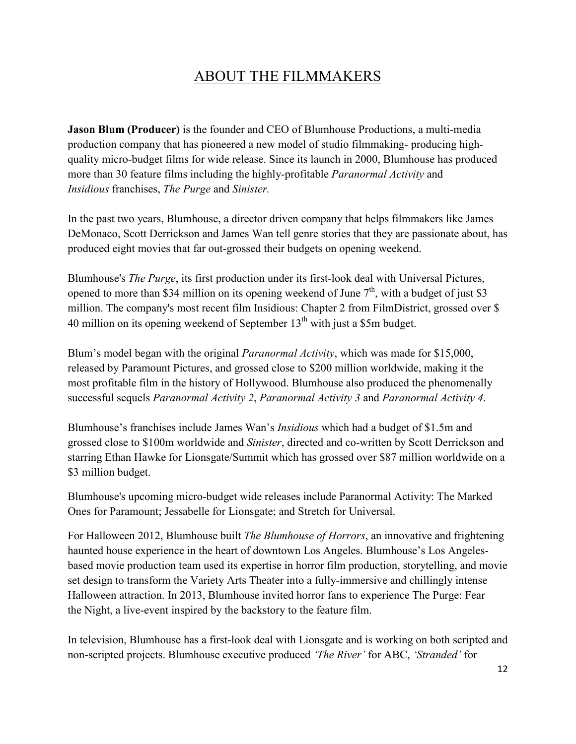# ABOUT THE FILMMAKERS

**Jason Blum (Producer)** is the founder and CEO of Blumhouse Productions, a multi-media production company that has pioneered a new model of studio filmmaking- producing high-quality micro-budget films for wide release. Since its launch in 2000, Blumhouse has produced more than 30 feature films including the highly-profitable *Paranormal Activity* and *Insidious* franchises, *The Purge* and *Sinister.*

In the past two years, Blumhouse, a director driven company that helps filmmakers like James DeMonaco, Scott Derrickson and James Wan tell genre stories that they are passionate about, has produced eight movies that far out-grossed their budgets on opening weekend.

Blumhouse's *The Purge*, its first production under its first-look deal with Universal Pictures, opened to more than $34 million on its opening weekend of June 7th, with a budget of just $3 million. The company's most recent film Insidious: Chapter 2 from FilmDistrict, grossed over $ 40 million on its opening weekend of September 13th with just a $5m budget.

Blum's model began with the original *Paranormal Activity*, which was made for $15,000, released by Paramount Pictures, and grossed close to $200 million worldwide, making it the most profitable film in the history of Hollywood. Blumhouse also produced the phenomenally successful sequels *Paranormal Activity 2*, *Paranormal Activity 3* and *Paranormal Activity 4*.

Blumhouse's franchises include James Wan's *Insidious* which had a budget of $1.5m and grossed close to $100m worldwide and *Sinister*, directed and co-written by Scott Derrickson and starring Ethan Hawke for Lionsgate/Summit which has grossed over $87 million worldwide on a $3 million budget.

Blumhouse's upcoming micro-budget wide releases include Paranormal Activity: The Marked Ones for Paramount; Jessabelle for Lionsgate; and Stretch for Universal.

For Halloween 2012, Blumhouse built *The Blumhouse of Horrors*, an innovative and frightening haunted house experience in the heart of downtown Los Angeles. Blumhouse's Los Angeles-based movie production team used its expertise in horror film production, storytelling, and movie set design to transform the Variety Arts Theater into a fully-immersive and chillingly intense Halloween attraction. In 2013, Blumhouse invited horror fans to experience The Purge: Fear the Night, a live-event inspired by the backstory to the feature film.

In television, Blumhouse has a first-look deal with Lionsgate and is working on both scripted and non-scripted projects. Blumhouse executive produced *'The River'* for ABC, *'Stranded'* for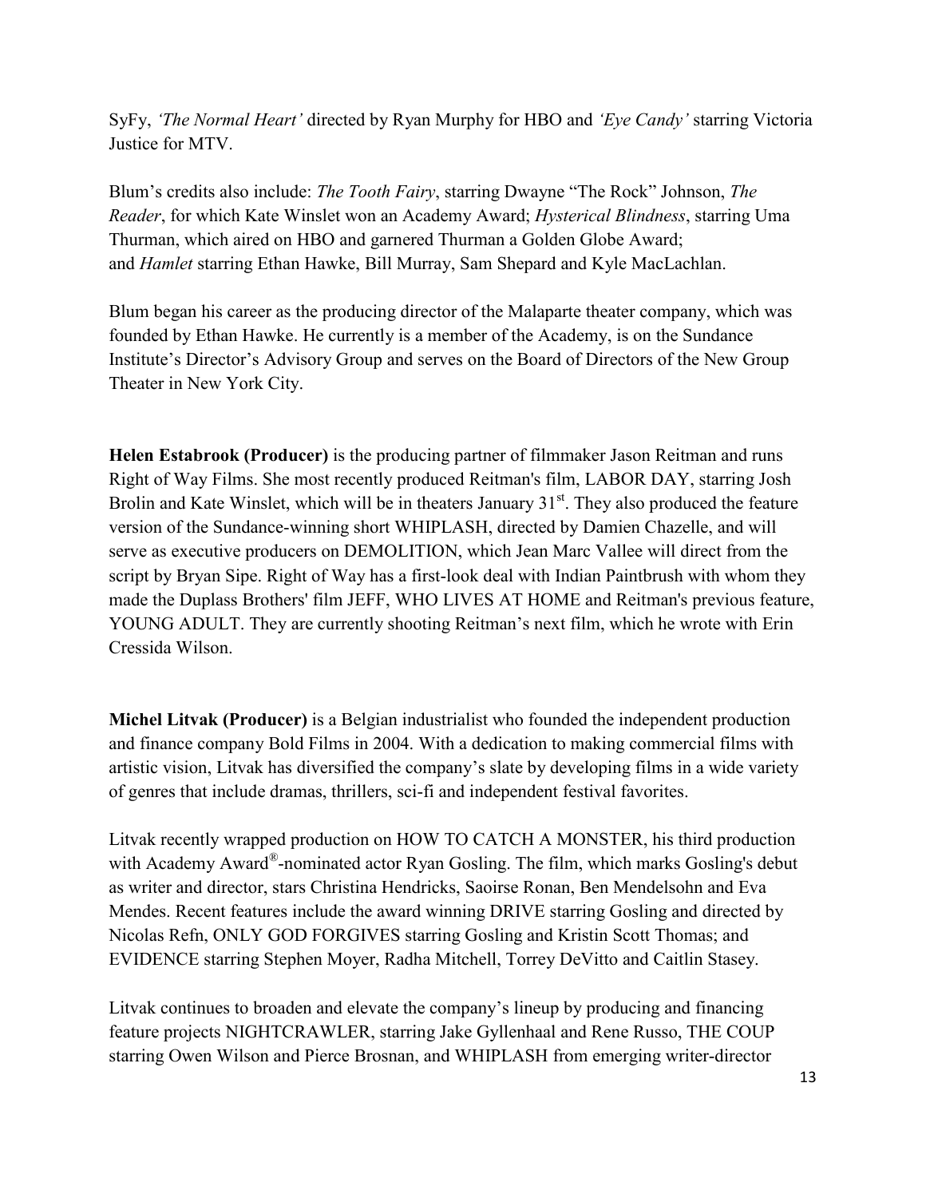SyFy, *'The Normal Heart'* directed by Ryan Murphy for HBO and *'Eye Candy'* starring Victoria Justice for MTV.

Blum's credits also include: *The Tooth Fairy*, starring Dwayne "The Rock" Johnson, *The Reader*, for which Kate Winslet won an Academy Award; *Hysterical Blindness*, starring Uma Thurman, which aired on HBO and garnered Thurman a Golden Globe Award; and *Hamlet* starring Ethan Hawke, Bill Murray, Sam Shepard and Kyle MacLachlan.

Blum began his career as the producing director of the Malaparte theater company, which was founded by Ethan Hawke. He currently is a member of the Academy, is on the Sundance Institute's Director's Advisory Group and serves on the Board of Directors of the New Group Theater in New York City.

**Helen Estabrook (Producer)** is the producing partner of filmmaker Jason Reitman and runs Right of Way Films. She most recently produced Reitman's film, LABOR DAY, starring Josh Brolin and Kate Winslet, which will be in theaters January 31st. They also produced the feature version of the Sundance-winning short WHIPLASH, directed by Damien Chazelle, and will serve as executive producers on DEMOLITION, which Jean Marc Vallee will direct from the script by Bryan Sipe. Right of Way has a first-look deal with Indian Paintbrush with whom they made the Duplass Brothers' film JEFF, WHO LIVES AT HOME and Reitman's previous feature, YOUNG ADULT. They are currently shooting Reitman's next film, which he wrote with Erin Cressida Wilson.

**Michel Litvak (Producer)** is a Belgian industrialist who founded the independent production and finance company Bold Films in 2004. With a dedication to making commercial films with artistic vision, Litvak has diversified the company's slate by developing films in a wide variety of genres that include dramas, thrillers, sci-fi and independent festival favorites.

Litvak recently wrapped production on HOW TO CATCH A MONSTER, his third production with Academy Award®-nominated actor Ryan Gosling. The film, which marks Gosling's debut as writer and director, stars Christina Hendricks, Saoirse Ronan, Ben Mendelsohn and Eva Mendes. Recent features include the award winning DRIVE starring Gosling and directed by Nicolas Refn, ONLY GOD FORGIVES starring Gosling and Kristin Scott Thomas; and EVIDENCE starring Stephen Moyer, Radha Mitchell, Torrey DeVitto and Caitlin Stasey.

Litvak continues to broaden and elevate the company's lineup by producing and financing feature projects NIGHTCRAWLER, starring Jake Gyllenhaal and Rene Russo, THE COUP starring Owen Wilson and Pierce Brosnan, and WHIPLASH from emerging writer-director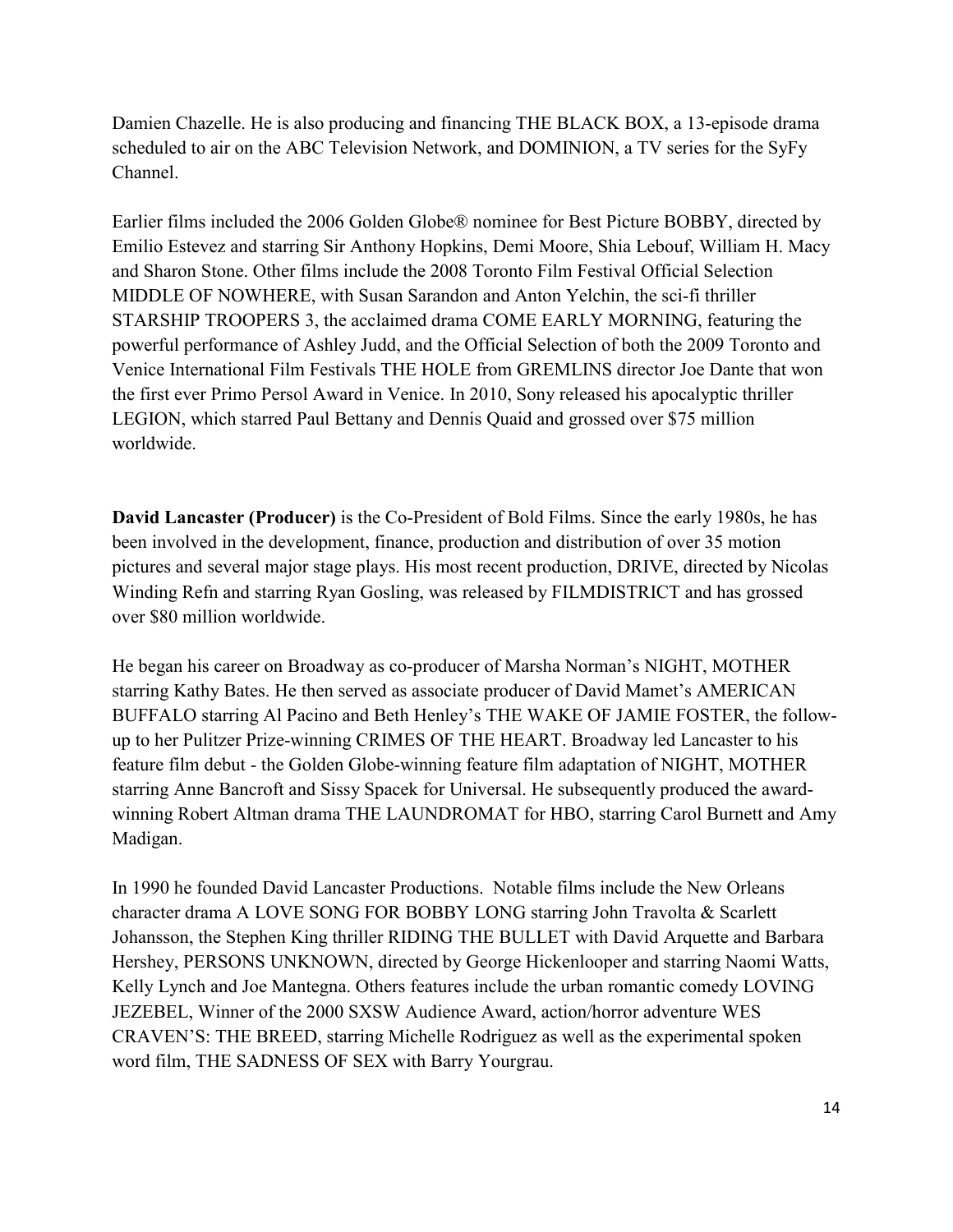Damien Chazelle. He is also producing and financing THE BLACK BOX, a 13-episode drama scheduled to air on the ABC Television Network, and DOMINION, a TV series for the SyFy Channel.

Earlier films included the 2006 Golden Globe® nominee for Best Picture BOBBY, directed by Emilio Estevez and starring Sir Anthony Hopkins, Demi Moore, Shia Lebouf, William H. Macy and Sharon Stone. Other films include the 2008 Toronto Film Festival Official Selection MIDDLE OF NOWHERE, with Susan Sarandon and Anton Yelchin, the sci-fi thriller STARSHIP TROOPERS 3, the acclaimed drama COME EARLY MORNING, featuring the powerful performance of Ashley Judd, and the Official Selection of both the 2009 Toronto and Venice International Film Festivals THE HOLE from GREMLINS director Joe Dante that won the first ever Primo Persol Award in Venice. In 2010, Sony released his apocalyptic thriller LEGION, which starred Paul Bettany and Dennis Quaid and grossed over $75 million worldwide.

**David Lancaster (Producer)** is the Co-President of Bold Films. Since the early 1980s, he has been involved in the development, finance, production and distribution of over 35 motion pictures and several major stage plays. His most recent production, DRIVE, directed by Nicolas Winding Refn and starring Ryan Gosling, was released by FILMDISTRICT and has grossed over $80 million worldwide.

He began his career on Broadway as co-producer of Marsha Norman's NIGHT, MOTHER starring Kathy Bates. He then served as associate producer of David Mamet's AMERICAN BUFFALO starring Al Pacino and Beth Henley's THE WAKE OF JAMIE FOSTER, the follow-up to her Pulitzer Prize-winning CRIMES OF THE HEART. Broadway led Lancaster to his feature film debut - the Golden Globe-winning feature film adaptation of NIGHT, MOTHER starring Anne Bancroft and Sissy Spacek for Universal. He subsequently produced the award-winning Robert Altman drama THE LAUNDROMAT for HBO, starring Carol Burnett and Amy Madigan.

In 1990 he founded David Lancaster Productions. Notable films include the New Orleans character drama A LOVE SONG FOR BOBBY LONG starring John Travolta & Scarlett Johansson, the Stephen King thriller RIDING THE BULLET with David Arquette and Barbara Hershey, PERSONS UNKNOWN, directed by George Hickenlooper and starring Naomi Watts, Kelly Lynch and Joe Mantegna. Others features include the urban romantic comedy LOVING JEZEBEL, Winner of the 2000 SXSW Audience Award, action/horror adventure WES CRAVEN'S: THE BREED, starring Michelle Rodriguez as well as the experimental spoken word film, THE SADNESS OF SEX with Barry Yourgrau.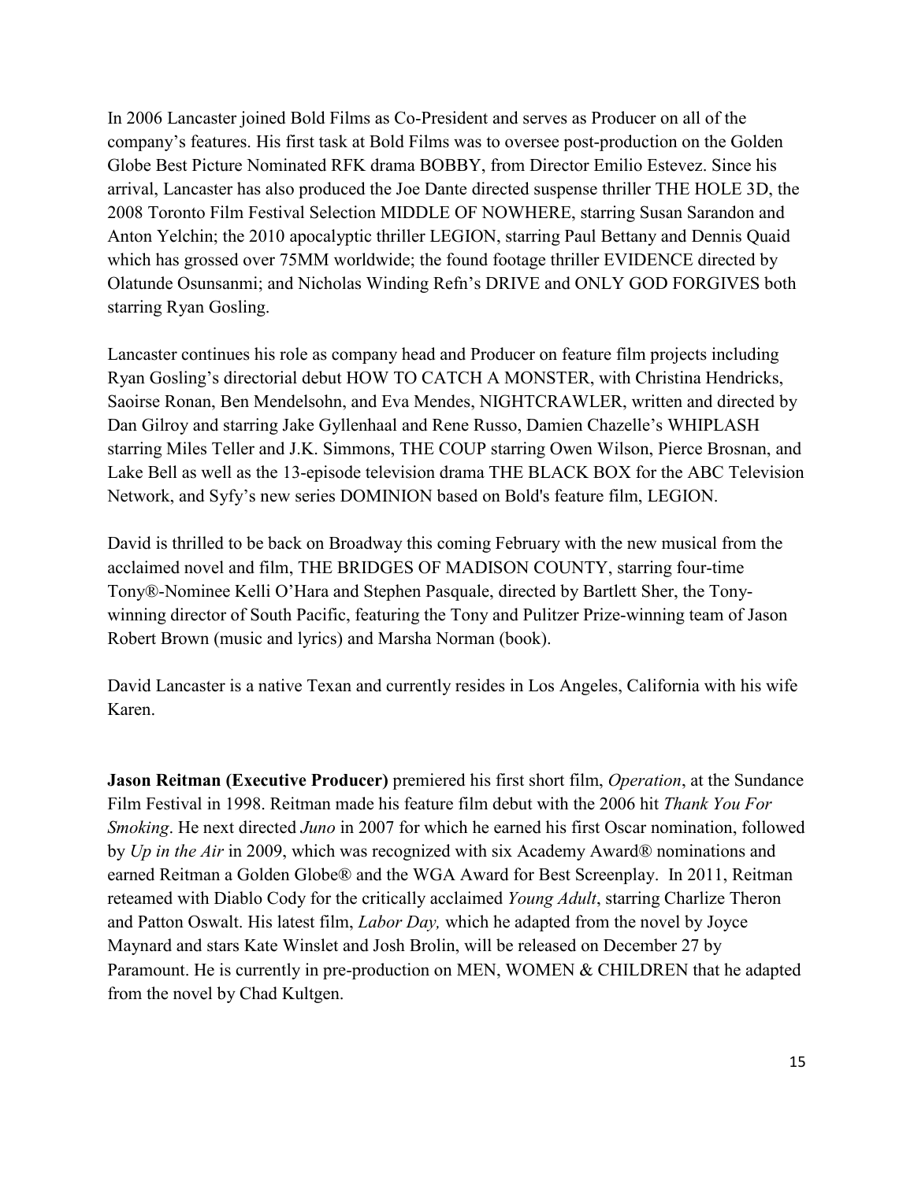In 2006 Lancaster joined Bold Films as Co-President and serves as Producer on all of the company's features. His first task at Bold Films was to oversee post-production on the Golden Globe Best Picture Nominated RFK drama BOBBY, from Director Emilio Estevez. Since his arrival, Lancaster has also produced the Joe Dante directed suspense thriller THE HOLE 3D, the 2008 Toronto Film Festival Selection MIDDLE OF NOWHERE, starring Susan Sarandon and Anton Yelchin; the 2010 apocalyptic thriller LEGION, starring Paul Bettany and Dennis Quaid which has grossed over 75MM worldwide; the found footage thriller EVIDENCE directed by Olatunde Osunsanmi; and Nicholas Winding Refn's DRIVE and ONLY GOD FORGIVES both starring Ryan Gosling.

Lancaster continues his role as company head and Producer on feature film projects including Ryan Gosling's directorial debut HOW TO CATCH A MONSTER, with Christina Hendricks, Saoirse Ronan, Ben Mendelsohn, and Eva Mendes, NIGHTCRAWLER, written and directed by Dan Gilroy and starring Jake Gyllenhaal and Rene Russo, Damien Chazelle's WHIPLASH starring Miles Teller and J.K. Simmons, THE COUP starring Owen Wilson, Pierce Brosnan, and Lake Bell as well as the 13-episode television drama THE BLACK BOX for the ABC Television Network, and Syfy's new series DOMINION based on Bold's feature film, LEGION.

David is thrilled to be back on Broadway this coming February with the new musical from the acclaimed novel and film, THE BRIDGES OF MADISON COUNTY, starring four-time Tony®-Nominee Kelli O'Hara and Stephen Pasquale, directed by Bartlett Sher, the Tony-winning director of South Pacific, featuring the Tony and Pulitzer Prize-winning team of Jason Robert Brown (music and lyrics) and Marsha Norman (book).

David Lancaster is a native Texan and currently resides in Los Angeles, California with his wife Karen.

**Jason Reitman (Executive Producer)** premiered his first short film, *Operation*, at the Sundance Film Festival in 1998. Reitman made his feature film debut with the 2006 hit *Thank You For Smoking*. He next directed *Juno* in 2007 for which he earned his first Oscar nomination, followed by *Up in the Air* in 2009, which was recognized with six Academy Award® nominations and earned Reitman a Golden Globe® and the WGA Award for Best Screenplay. In 2011, Reitman reteamed with Diablo Cody for the critically acclaimed *Young Adult*, starring Charlize Theron and Patton Oswalt. His latest film, *Labor Day,* which he adapted from the novel by Joyce Maynard and stars Kate Winslet and Josh Brolin, will be released on December 27 by Paramount. He is currently in pre-production on MEN, WOMEN & CHILDREN that he adapted from the novel by Chad Kultgen.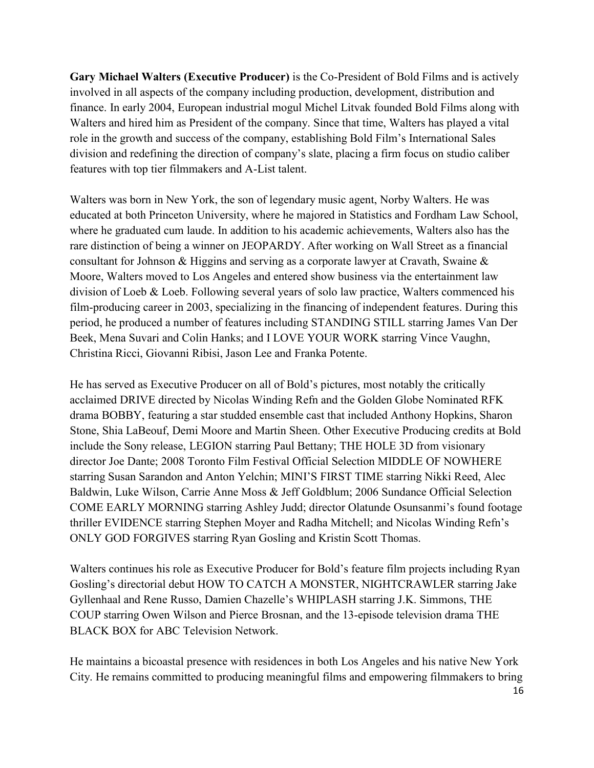**Gary Michael Walters (Executive Producer)** is the Co-President of Bold Films and is actively involved in all aspects of the company including production, development, distribution and finance. In early 2004, European industrial mogul Michel Litvak founded Bold Films along with Walters and hired him as President of the company. Since that time, Walters has played a vital role in the growth and success of the company, establishing Bold Film's International Sales division and redefining the direction of company's slate, placing a firm focus on studio caliber features with top tier filmmakers and A-List talent.

Walters was born in New York, the son of legendary music agent, Norby Walters. He was educated at both Princeton University, where he majored in Statistics and Fordham Law School, where he graduated cum laude. In addition to his academic achievements, Walters also has the rare distinction of being a winner on JEOPARDY. After working on Wall Street as a financial consultant for Johnson & Higgins and serving as a corporate lawyer at Cravath, Swaine & Moore, Walters moved to Los Angeles and entered show business via the entertainment law division of Loeb & Loeb. Following several years of solo law practice, Walters commenced his film-producing career in 2003, specializing in the financing of independent features. During this period, he produced a number of features including STANDING STILL starring James Van Der Beek, Mena Suvari and Colin Hanks; and I LOVE YOUR WORK starring Vince Vaughn, Christina Ricci, Giovanni Ribisi, Jason Lee and Franka Potente.

He has served as Executive Producer on all of Bold's pictures, most notably the critically acclaimed DRIVE directed by Nicolas Winding Refn and the Golden Globe Nominated RFK drama BOBBY, featuring a star studded ensemble cast that included Anthony Hopkins, Sharon Stone, Shia LaBeouf, Demi Moore and Martin Sheen. Other Executive Producing credits at Bold include the Sony release, LEGION starring Paul Bettany; THE HOLE 3D from visionary director Joe Dante; 2008 Toronto Film Festival Official Selection MIDDLE OF NOWHERE starring Susan Sarandon and Anton Yelchin; MINI'S FIRST TIME starring Nikki Reed, Alec Baldwin, Luke Wilson, Carrie Anne Moss & Jeff Goldblum; 2006 Sundance Official Selection COME EARLY MORNING starring Ashley Judd; director Olatunde Osunsanmi's found footage thriller EVIDENCE starring Stephen Moyer and Radha Mitchell; and Nicolas Winding Refn's ONLY GOD FORGIVES starring Ryan Gosling and Kristin Scott Thomas.

Walters continues his role as Executive Producer for Bold's feature film projects including Ryan Gosling's directorial debut HOW TO CATCH A MONSTER, NIGHTCRAWLER starring Jake Gyllenhaal and Rene Russo, Damien Chazelle's WHIPLASH starring J.K. Simmons, THE COUP starring Owen Wilson and Pierce Brosnan, and the 13-episode television drama THE BLACK BOX for ABC Television Network.

He maintains a bicoastal presence with residences in both Los Angeles and his native New York City. He remains committed to producing meaningful films and empowering filmmakers to bring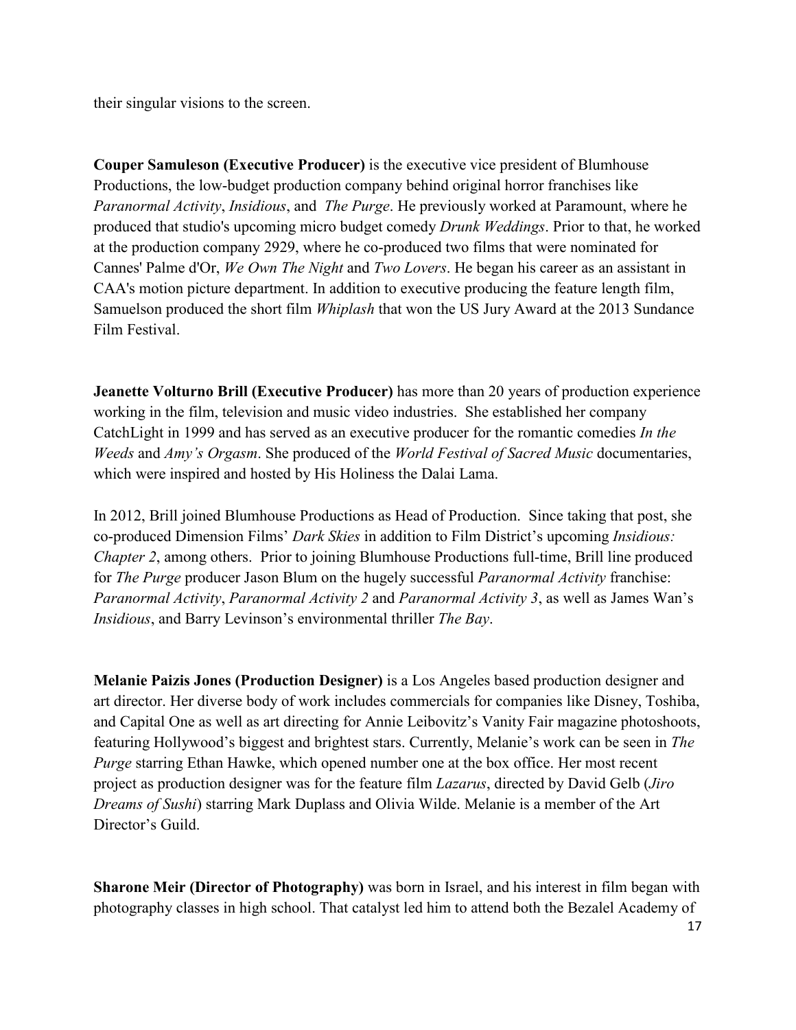their singular visions to the screen.

**Couper Samuleson (Executive Producer)** is the executive vice president of Blumhouse Productions, the low-budget production company behind original horror franchises like *Paranormal Activity*, *Insidious*, and *The Purge*. He previously worked at Paramount, where he produced that studio's upcoming micro budget comedy *Drunk Weddings*. Prior to that, he worked at the production company 2929, where he co-produced two films that were nominated for Cannes' Palme d'Or, *We Own The Night* and *Two Lovers*. He began his career as an assistant in CAA's motion picture department. In addition to executive producing the feature length film, Samuelson produced the short film *Whiplash* that won the US Jury Award at the 2013 Sundance Film Festival.

**Jeanette Volturno Brill (Executive Producer)** has more than 20 years of production experience working in the film, television and music video industries. She established her company CatchLight in 1999 and has served as an executive producer for the romantic comedies *In the Weeds* and *Amy's Orgasm*. She produced of the *World Festival of Sacred Music* documentaries, which were inspired and hosted by His Holiness the Dalai Lama.

In 2012, Brill joined Blumhouse Productions as Head of Production. Since taking that post, she co-produced Dimension Films' *Dark Skies* in addition to Film District's upcoming *Insidious: Chapter 2*, among others. Prior to joining Blumhouse Productions full-time, Brill line produced for *The Purge* producer Jason Blum on the hugely successful *Paranormal Activity* franchise: *Paranormal Activity*, *Paranormal Activity 2* and *Paranormal Activity 3*, as well as James Wan's *Insidious*, and Barry Levinson's environmental thriller *The Bay*.

**Melanie Paizis Jones (Production Designer)** is a Los Angeles based production designer and art director. Her diverse body of work includes commercials for companies like Disney, Toshiba, and Capital One as well as art directing for Annie Leibovitz's Vanity Fair magazine photoshoots, featuring Hollywood's biggest and brightest stars. Currently, Melanie's work can be seen in *The Purge* starring Ethan Hawke, which opened number one at the box office. Her most recent project as production designer was for the feature film *Lazarus*, directed by David Gelb (*Jiro Dreams of Sushi*) starring Mark Duplass and Olivia Wilde. Melanie is a member of the Art Director's Guild.

**Sharone Meir (Director of Photography)** was born in Israel, and his interest in film began with photography classes in high school. That catalyst led him to attend both the Bezalel Academy of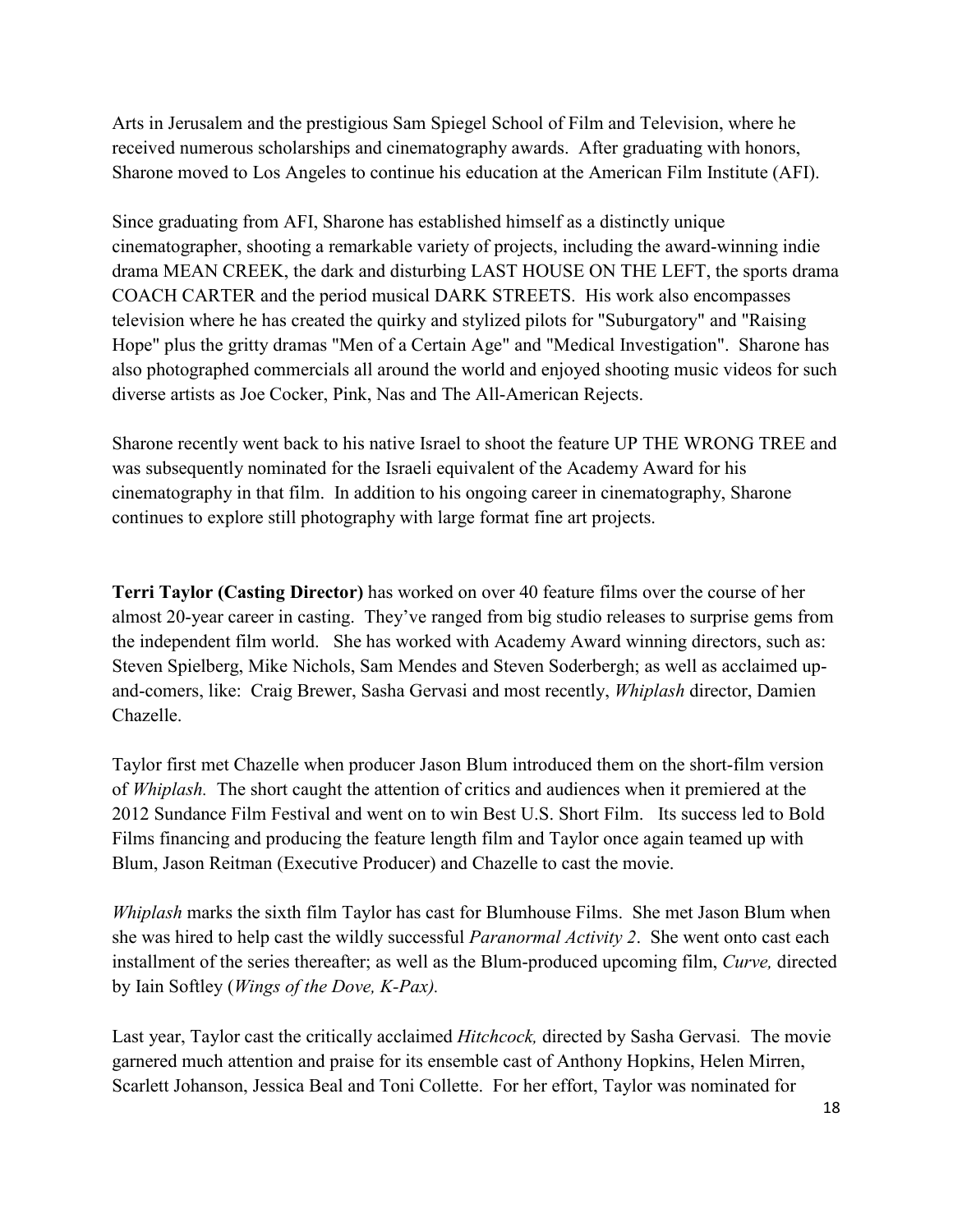Arts in Jerusalem and the prestigious Sam Spiegel School of Film and Television, where he received numerous scholarships and cinematography awards. After graduating with honors, Sharone moved to Los Angeles to continue his education at the American Film Institute (AFI).

Since graduating from AFI, Sharone has established himself as a distinctly unique cinematographer, shooting a remarkable variety of projects, including the award-winning indie drama MEAN CREEK, the dark and disturbing LAST HOUSE ON THE LEFT, the sports drama COACH CARTER and the period musical DARK STREETS. His work also encompasses television where he has created the quirky and stylized pilots for "Suburgatory" and "Raising Hope" plus the gritty dramas "Men of a Certain Age" and "Medical Investigation". Sharone has also photographed commercials all around the world and enjoyed shooting music videos for such diverse artists as Joe Cocker, Pink, Nas and The All-American Rejects.

Sharone recently went back to his native Israel to shoot the feature UP THE WRONG TREE and was subsequently nominated for the Israeli equivalent of the Academy Award for his cinematography in that film. In addition to his ongoing career in cinematography, Sharone continues to explore still photography with large format fine art projects.

**Terri Taylor (Casting Director)** has worked on over 40 feature films over the course of her almost 20-year career in casting. They've ranged from big studio releases to surprise gems from the independent film world. She has worked with Academy Award winning directors, such as: Steven Spielberg, Mike Nichols, Sam Mendes and Steven Soderbergh; as well as acclaimed up-and-comers, like: Craig Brewer, Sasha Gervasi and most recently, *Whiplash* director, Damien Chazelle.

Taylor first met Chazelle when producer Jason Blum introduced them on the short-film version of *Whiplash.* The short caught the attention of critics and audiences when it premiered at the 2012 Sundance Film Festival and went on to win Best U.S. Short Film. Its success led to Bold Films financing and producing the feature length film and Taylor once again teamed up with Blum, Jason Reitman (Executive Producer) and Chazelle to cast the movie.

*Whiplash* marks the sixth film Taylor has cast for Blumhouse Films. She met Jason Blum when she was hired to help cast the wildly successful *Paranormal Activity 2*. She went onto cast each installment of the series thereafter; as well as the Blum-produced upcoming film, *Curve,* directed by Iain Softley (*Wings of the Dove, K-Pax).*

Last year, Taylor cast the critically acclaimed *Hitchcock,* directed by Sasha Gervasi. The movie garnered much attention and praise for its ensemble cast of Anthony Hopkins, Helen Mirren, Scarlett Johanson, Jessica Beal and Toni Collette. For her effort, Taylor was nominated for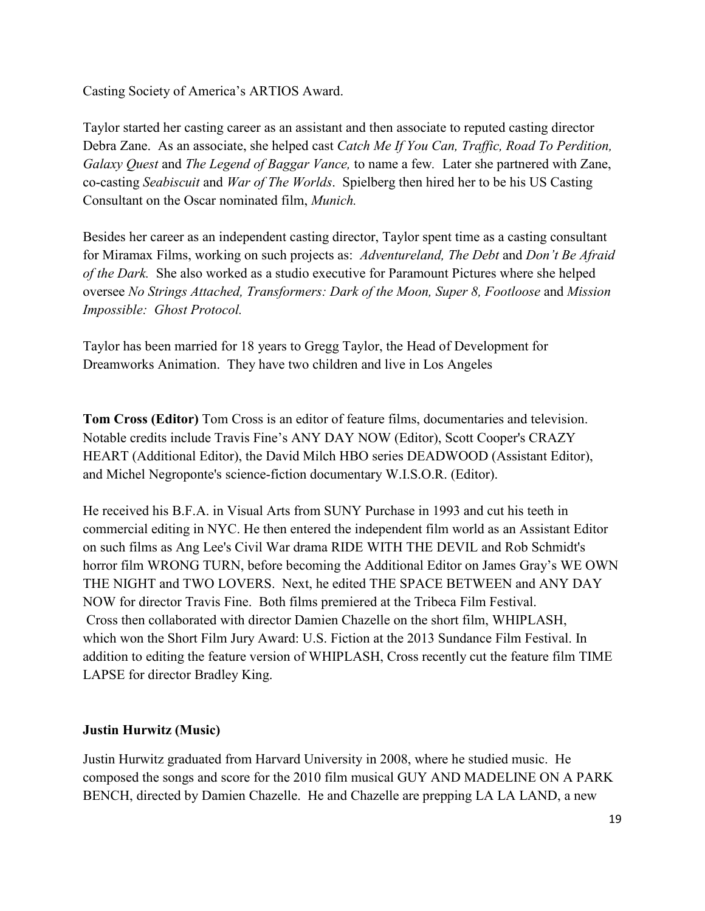Casting Society of America's ARTIOS Award.

Taylor started her casting career as an assistant and then associate to reputed casting director Debra Zane. As an associate, she helped cast *Catch Me If You Can, Traffic, Road To Perdition, Galaxy Quest* and *The Legend of Baggar Vance,* to name a few. Later she partnered with Zane, co-casting *Seabiscuit* and *War of The Worlds*. Spielberg then hired her to be his US Casting Consultant on the Oscar nominated film, *Munich.*

Besides her career as an independent casting director, Taylor spent time as a casting consultant for Miramax Films, working on such projects as: *Adventureland, The Debt* and *Don't Be Afraid of the Dark.* She also worked as a studio executive for Paramount Pictures where she helped oversee *No Strings Attached, Transformers: Dark of the Moon, Super 8, Footloose* and *Mission Impossible: Ghost Protocol.*

Taylor has been married for 18 years to Gregg Taylor, the Head of Development for Dreamworks Animation. They have two children and live in Los Angeles

**Tom Cross (Editor)** Tom Cross is an editor of feature films, documentaries and television. Notable credits include Travis Fine's ANY DAY NOW (Editor), Scott Cooper's CRAZY HEART (Additional Editor), the David Milch HBO series DEADWOOD (Assistant Editor), and Michel Negroponte's science-fiction documentary W.I.S.O.R. (Editor).

He received his B.F.A. in Visual Arts from SUNY Purchase in 1993 and cut his teeth in commercial editing in NYC. He then entered the independent film world as an Assistant Editor on such films as Ang Lee's Civil War drama RIDE WITH THE DEVIL and Rob Schmidt's horror film WRONG TURN, before becoming the Additional Editor on James Gray's WE OWN THE NIGHT and TWO LOVERS. Next, he edited THE SPACE BETWEEN and ANY DAY NOW for director Travis Fine. Both films premiered at the Tribeca Film Festival. Cross then collaborated with director Damien Chazelle on the short film, WHIPLASH, which won the Short Film Jury Award: U.S. Fiction at the 2013 Sundance Film Festival. In addition to editing the feature version of WHIPLASH, Cross recently cut the feature film TIME LAPSE for director Bradley King.

**Justin Hurwitz (Music)**

Justin Hurwitz graduated from Harvard University in 2008, where he studied music. He composed the songs and score for the 2010 film musical GUY AND MADELINE ON A PARK BENCH, directed by Damien Chazelle. He and Chazelle are prepping LA LA LAND, a new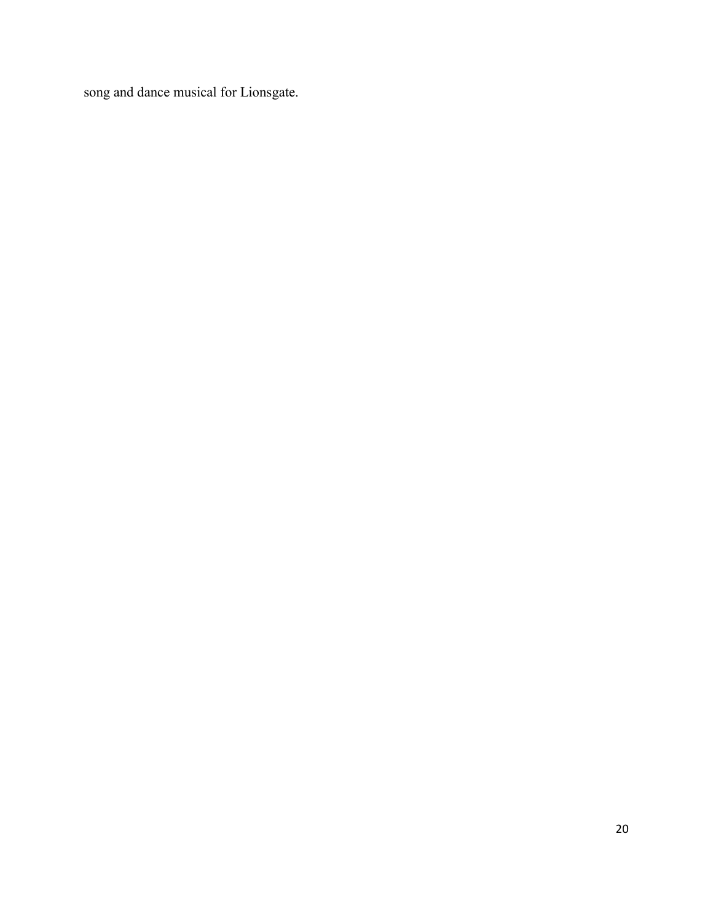song and dance musical for Lionsgate.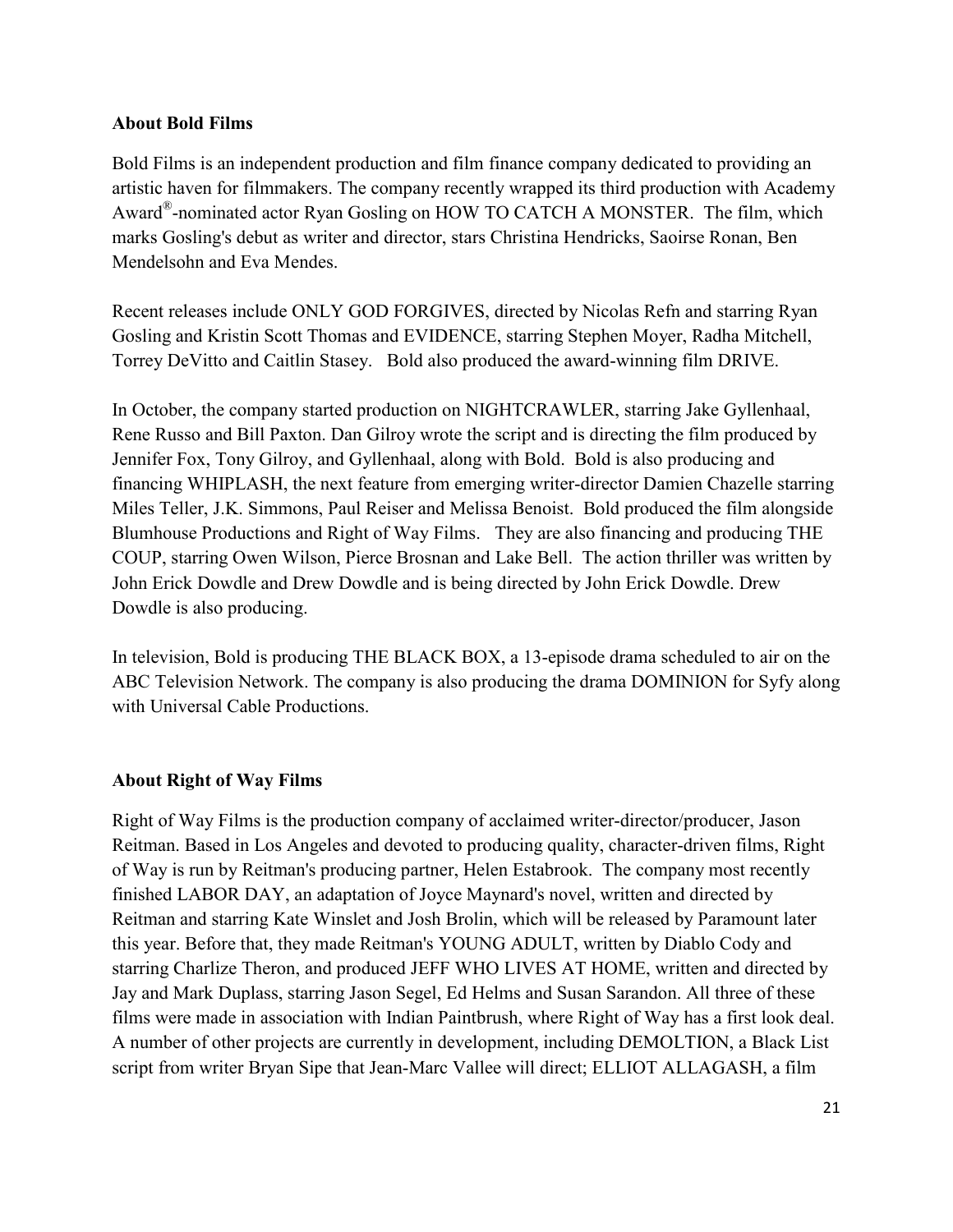**About Bold Films**

Bold Films is an independent production and film finance company dedicated to providing an artistic haven for filmmakers. The company recently wrapped its third production with Academy Award®-nominated actor Ryan Gosling on HOW TO CATCH A MONSTER. The film, which marks Gosling's debut as writer and director, stars Christina Hendricks, Saoirse Ronan, Ben Mendelsohn and Eva Mendes.

Recent releases include ONLY GOD FORGIVES, directed by Nicolas Refn and starring Ryan Gosling and Kristin Scott Thomas and EVIDENCE, starring Stephen Moyer, Radha Mitchell, Torrey DeVitto and Caitlin Stasey. Bold also produced the award-winning film DRIVE.

In October, the company started production on NIGHTCRAWLER, starring Jake Gyllenhaal, Rene Russo and Bill Paxton. Dan Gilroy wrote the script and is directing the film produced by Jennifer Fox, Tony Gilroy, and Gyllenhaal, along with Bold. Bold is also producing and financing WHIPLASH, the next feature from emerging writer-director Damien Chazelle starring Miles Teller, J.K. Simmons, Paul Reiser and Melissa Benoist. Bold produced the film alongside Blumhouse Productions and Right of Way Films. They are also financing and producing THE COUP, starring Owen Wilson, Pierce Brosnan and Lake Bell. The action thriller was written by John Erick Dowdle and Drew Dowdle and is being directed by John Erick Dowdle. Drew Dowdle is also producing.

In television, Bold is producing THE BLACK BOX, a 13-episode drama scheduled to air on the ABC Television Network. The company is also producing the drama DOMINION for Syfy along with Universal Cable Productions.

**About Right of Way Films**

Right of Way Films is the production company of acclaimed writer-director/producer, Jason Reitman. Based in Los Angeles and devoted to producing quality, character-driven films, Right of Way is run by Reitman's producing partner, Helen Estabrook. The company most recently finished LABOR DAY, an adaptation of Joyce Maynard's novel, written and directed by Reitman and starring Kate Winslet and Josh Brolin, which will be released by Paramount later this year. Before that, they made Reitman's YOUNG ADULT, written by Diablo Cody and starring Charlize Theron, and produced JEFF WHO LIVES AT HOME, written and directed by Jay and Mark Duplass, starring Jason Segel, Ed Helms and Susan Sarandon. All three of these films were made in association with Indian Paintbrush, where Right of Way has a first look deal. A number of other projects are currently in development, including DEMOLTION, a Black List script from writer Bryan Sipe that Jean-Marc Vallee will direct; ELLIOT ALLAGASH, a film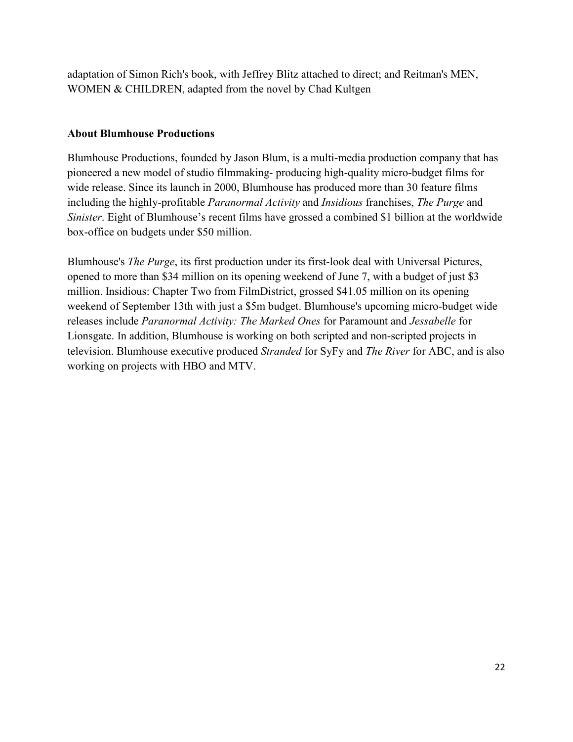adaptation of Simon Rich's book, with Jeffrey Blitz attached to direct; and Reitman's MEN, WOMEN & CHILDREN, adapted from the novel by Chad Kultgen

**About Blumhouse Productions**

Blumhouse Productions, founded by Jason Blum, is a multi-media production company that has pioneered a new model of studio filmmaking- producing high-quality micro-budget films for wide release. Since its launch in 2000, Blumhouse has produced more than 30 feature films including the highly-profitable *Paranormal Activity* and *Insidious* franchises, *The Purge* and *Sinister*. Eight of Blumhouse's recent films have grossed a combined $1 billion at the worldwide box-office on budgets under $50 million.

Blumhouse's *The Purge*, its first production under its first-look deal with Universal Pictures, opened to more than $34 million on its opening weekend of June 7, with a budget of just $3 million. Insidious: Chapter Two from FilmDistrict, grossed $41.05 million on its opening weekend of September 13th with just a $5m budget. Blumhouse's upcoming micro-budget wide releases include *Paranormal Activity: The Marked Ones* for Paramount and *Jessabelle* for Lionsgate. In addition, Blumhouse is working on both scripted and non-scripted projects in television. Blumhouse executive produced *Stranded* for SyFy and *The River* for ABC, and is also working on projects with HBO and MTV.